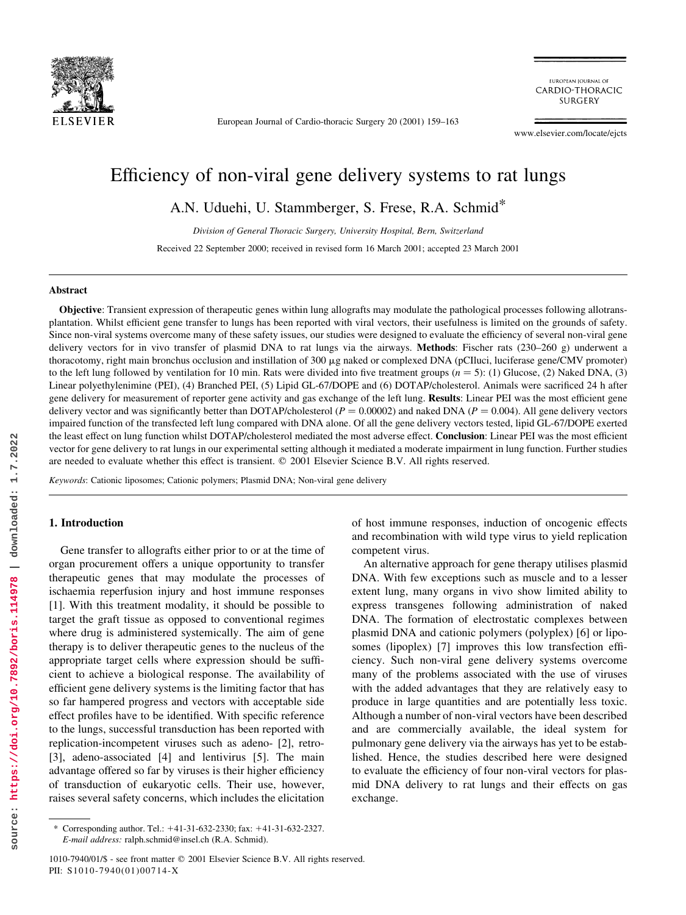# Efficiency of non-viral gene delivery systems to rat lungs

A.N. Uduehi, U. Stammberger, S. Frese, R.A. Schmid*

*Division of General Thoracic Surgery, University Hospital, Bern, Switzerland*

Received 22 September 2000; received in revised form 16 March 2001; accepted 23 March 2001

## Abstract

**Objective**: Transient expression of therapeutic genes within lung allografts may modulate the pathological processes following allotransplantation. Whilst efficient gene transfer to lungs has been reported with viral vectors, their usefulness is limited on the grounds of safety. Since non-viral systems overcome many of these safety issues, our studies were designed to evaluate the efficiency of several non-viral gene delivery vectors for in vivo transfer of plasmid DNA to rat lungs via the airways. **Methods**: Fischer rats (230–260 g) underwent a thoracotomy, right main bronchus occlusion and instillation of 300 μg naked or complexed DNA (pCIluci, luciferase gene/CMV promoter) to the left lung followed by ventilation for 10 min. Rats were divided into five treatment groups ($n = 5$): (1) Glucose, (2) Naked DNA, (3) Linear polyethylenimine (PEI), (4) Branched PEI, (5) Lipid GL-67/DOPE and (6) DOTAP/cholesterol. Animals were sacrificed 24 h after gene delivery for measurement of reporter gene activity and gas exchange of the left lung. **Results**: Linear PEI was the most efficient gene delivery vector and was significantly better than DOTAP/cholesterol ($P = 0.00002$) and naked DNA ($P = 0.004$). All gene delivery vectors impaired function of the transfected left lung compared with DNA alone. Of all the gene delivery vectors tested, lipid GL-67/DOPE exerted the least effect on lung function whilst DOTAP/cholesterol mediated the most adverse effect. **Conclusion**: Linear PEI was the most efficient vector for gene delivery to rat lungs in our experimental setting although it mediated a moderate impairment in lung function. Further studies are needed to evaluate whether this effect is transient. © 2001 Elsevier Science B.V. All rights reserved.

*Keywords*: Cationic liposomes; Cationic polymers; Plasmid DNA; Non-viral gene delivery

## 1. Introduction

Gene transfer to allografts either prior to or at the time of organ procurement offers a unique opportunity to transfer therapeutic genes that may modulate the processes of ischaemia reperfusion injury and host immune responses [1]. With this treatment modality, it should be possible to target the graft tissue as opposed to conventional regimes where drug is administered systemically. The aim of gene therapy is to deliver therapeutic genes to the nucleus of the appropriate target cells where expression should be sufficient to achieve a biological response. The availability of efficient gene delivery systems is the limiting factor that has so far hampered progress and vectors with acceptable side effect profiles have to be identified. With specific reference to the lungs, successful transduction has been reported with replication-incompetent viruses such as adeno- [2], retro- [3], adeno-associated [4] and lentivirus [5]. The main advantage offered so far by viruses is their higher efficiency of transduction of eukaryotic cells. Their use, however, raises several safety concerns, which includes the elicitation of host immune responses, induction of oncogenic effects and recombination with wild type virus to yield replication competent virus.

An alternative approach for gene therapy utilises plasmid DNA. With few exceptions such as muscle and to a lesser extent lung, many organs in vivo show limited ability to express transgenes following administration of naked DNA. The formation of electrostatic complexes between plasmid DNA and cationic polymers (polyplex) [6] or liposomes (lipoplex) [7] improves this low transfection efficiency. Such non-viral gene delivery systems overcome many of the problems associated with the use of viruses with the added advantages that they are relatively easy to produce in large quantities and are potentially less toxic. Although a number of non-viral vectors have been described and are commercially available, the ideal system for pulmonary gene delivery via the airways has yet to be established. Hence, the studies described here were designed to evaluate the efficiency of four non-viral vectors for plasmid DNA delivery to rat lungs and their effects on gas exchange.

* Corresponding author. Tel.: +41-31-632-2330; fax: +41-31-632-2327. *E-mail address:* ralph.schmid@insel.ch (R.A. Schmid).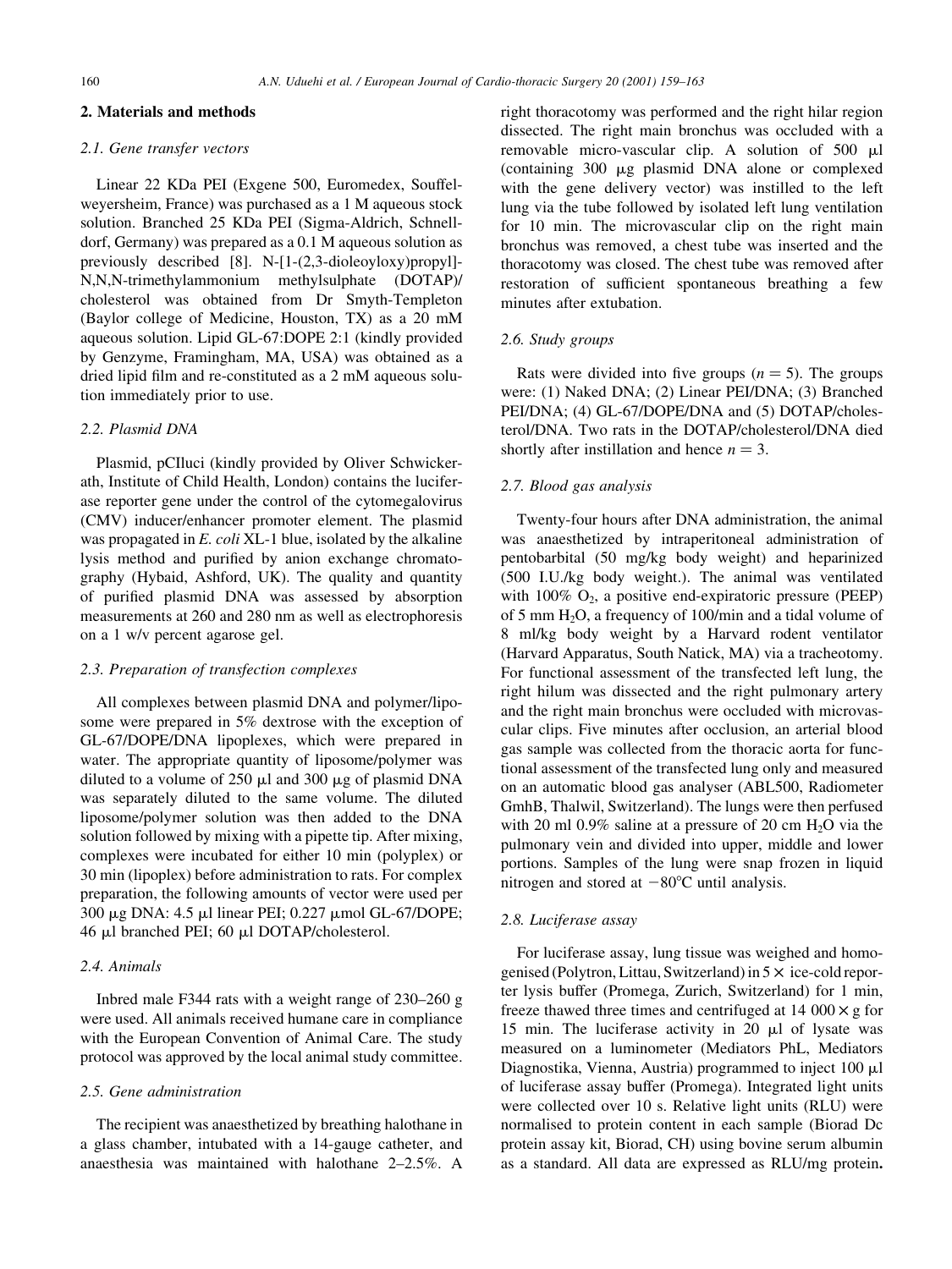## 2. Materials and methods

### 2.1. Gene transfer vectors

Linear 22 KDa PEI (Exgene 500, Euromedex, Souffelweyersheim, France) was purchased as a 1 M aqueous stock solution. Branched 25 KDa PEI (Sigma-Aldrich, Schnelldorf, Germany) was prepared as a 0.1 M aqueous solution as previously described [8]. N-[1-(2,3-dioleoyloxy)propyl]-N,N,N-trimethylammonium methylsulphate (DOTAP)/cholesterol was obtained from Dr Smyth-Templeton (Baylor college of Medicine, Houston, TX) as a 20 mM aqueous solution. Lipid GL-67:DOPE 2:1 (kindly provided by Genzyme, Framingham, MA, USA) was obtained as a dried lipid film and re-constituted as a 2 mM aqueous solution immediately prior to use.

### 2.2. Plasmid DNA

Plasmid, pCIluci (kindly provided by Oliver Schwickerath, Institute of Child Health, London) contains the luciferase reporter gene under the control of the cytomegalovirus (CMV) inducer/enhancer promoter element. The plasmid was propagated in *E. coli* XL-1 blue, isolated by the alkaline lysis method and purified by anion exchange chromatography (Hybaid, Ashford, UK). The quality and quantity of purified plasmid DNA was assessed by absorption measurements at 260 and 280 nm as well as electrophoresis on a 1 w/v percent agarose gel.

### 2.3. Preparation of transfection complexes

All complexes between plasmid DNA and polymer/liposome were prepared in 5% dextrose with the exception of GL-67/DOPE/DNA lipoplexes, which were prepared in water. The appropriate quantity of liposome/polymer was diluted to a volume of 250 μl and 300 μg of plasmid DNA was separately diluted to the same volume. The diluted liposome/polymer solution was then added to the DNA solution followed by mixing with a pipette tip. After mixing, complexes were incubated for either 10 min (polyplex) or 30 min (lipoplex) before administration to rats. For complex preparation, the following amounts of vector were used per 300 μg DNA: 4.5 μl linear PEI; 0.227 μmol GL-67/DOPE; 46 μl branched PEI; 60 μl DOTAP/cholesterol.

### 2.4. Animals

Inbred male F344 rats with a weight range of 230–260 g were used. All animals received humane care in compliance with the European Convention of Animal Care. The study protocol was approved by the local animal study committee.

### 2.5. Gene administration

The recipient was anaesthetized by breathing halothane in a glass chamber, intubated with a 14-gauge catheter, and anaesthesia was maintained with halothane 2–2.5%. A right thoracotomy was performed and the right hilar region dissected. The right main bronchus was occluded with a removable micro-vascular clip. A solution of 500 μl (containing 300 μg plasmid DNA alone or complexed with the gene delivery vector) was instilled to the left lung via the tube followed by isolated left lung ventilation for 10 min. The microvascular clip on the right main bronchus was removed, a chest tube was inserted and the thoracotomy was closed. The chest tube was removed after restoration of sufficient spontaneous breathing a few minutes after extubation.

### 2.6. Study groups

Rats were divided into five groups ($n = 5$). The groups were: (1) Naked DNA; (2) Linear PEI/DNA; (3) Branched PEI/DNA; (4) GL-67/DOPE/DNA and (5) DOTAP/cholesterol/DNA. Two rats in the DOTAP/cholesterol/DNA died shortly after instillation and hence $n = 3$.

### 2.7. Blood gas analysis

Twenty-four hours after DNA administration, the animal was anaesthetized by intraperitoneal administration of pentobarbital (50 mg/kg body weight) and heparinized (500 I.U./kg body weight.). The animal was ventilated with 100% $O_2$, a positive end-expiratoric pressure (PEEP) of 5 mm $H_2O$, a frequency of 100/min and a tidal volume of 8 ml/kg body weight by a Harvard rodent ventilator (Harvard Apparatus, South Natick, MA) via a tracheotomy. For functional assessment of the transfected left lung, the right hilum was dissected and the right pulmonary artery and the right main bronchus were occluded with microvascular clips. Five minutes after occlusion, an arterial blood gas sample was collected from the thoracic aorta for functional assessment of the transfected lung only and measured on an automatic blood gas analyser (ABL500, Radiometer GmbH, Thalwil, Switzerland). The lungs were then perfused with 20 ml 0.9% saline at a pressure of 20 cm $H_2O$ via the pulmonary vein and divided into upper, middle and lower portions. Samples of the lung were snap frozen in liquid nitrogen and stored at −80°C until analysis.

### 2.8. Luciferase assay

For luciferase assay, lung tissue was weighed and homogenised (Polytron, Littau, Switzerland) in 5× ice-cold reporter lysis buffer (Promega, Zurich, Switzerland) for 1 min, freeze thawed three times and centrifuged at 14 000 × g for 15 min. The luciferase activity in 20 μl of lysate was measured on a luminometer (Mediators PhL, Mediators Diagnostika, Vienna, Austria) programmed to inject 100 μl of luciferase assay buffer (Promega). Integrated light units were collected over 10 s. Relative light units (RLU) were normalised to protein content in each sample (Biorad Dc protein assay kit, Biorad, CH) using bovine serum albumin as a standard. All data are expressed as RLU/mg protein.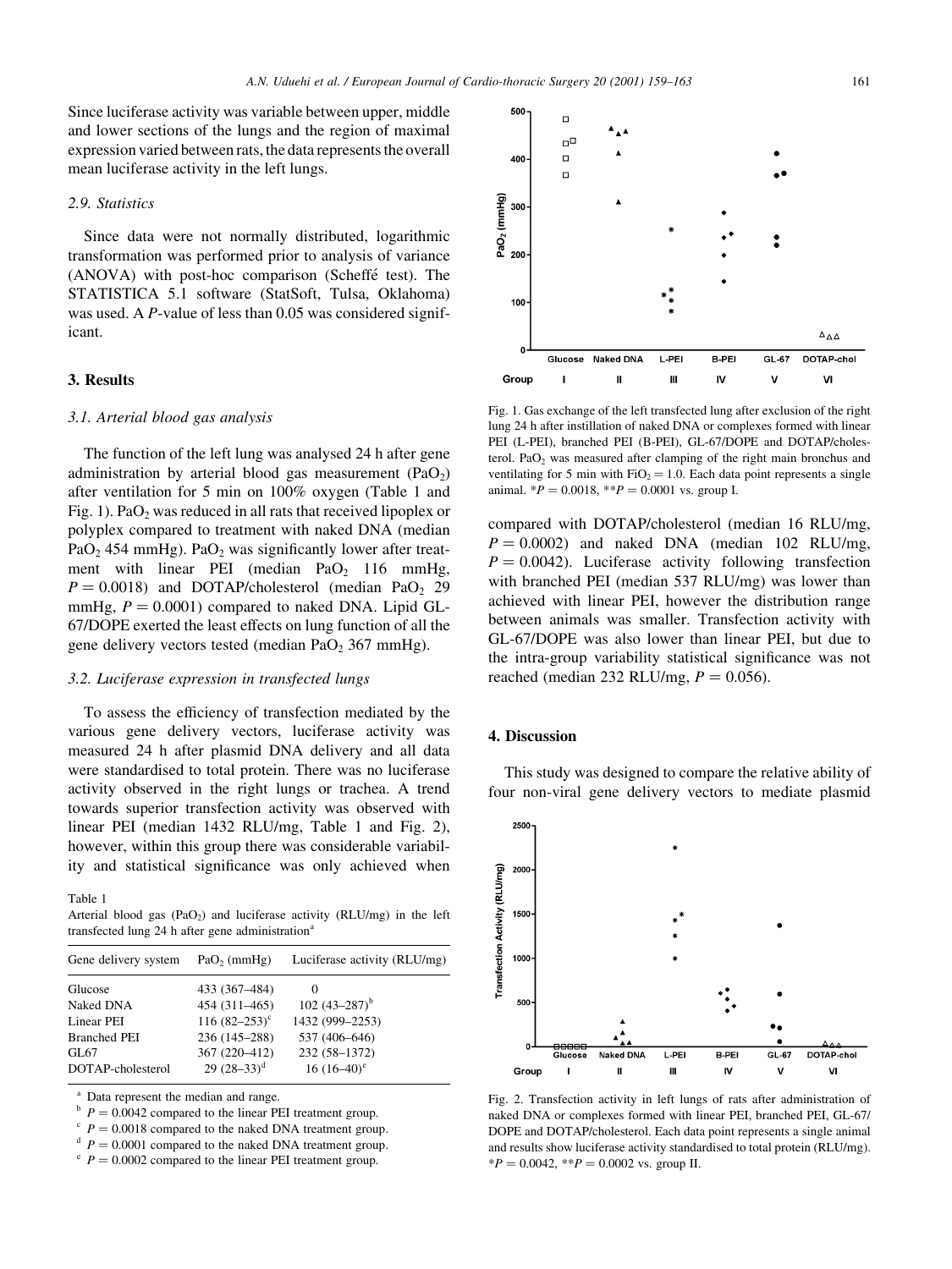Since luciferase activity was variable between upper, middle and lower sections of the lungs and the region of maximal expression varied between rats, the data represents the overall mean luciferase activity in the left lungs.

### 2.9. Statistics

Since data were not normally distributed, logarithmic transformation was performed prior to analysis of variance (ANOVA) with post-hoc comparison (Scheffé test). The STATISTICA 5.1 software (StatSoft, Tulsa, Oklahoma) was used. A $P$-value of less than 0.05 was considered significant.

## 3. Results

### 3.1. Arterial blood gas analysis

The function of the left lung was analysed 24 h after gene administration by arterial blood gas measurement ($PaO_2$) after ventilation for 5 min on 100% oxygen (Table 1 and Fig. 1). $PaO_2$ was reduced in all rats that received lipoplex or polyplex compared to treatment with naked DNA (median $PaO_2$ 454 mmHg). $PaO_2$ was significantly lower after treatment with linear PEI (median $PaO_2$ 116 mmHg, $P = 0.0018$) and DOTAP/cholesterol (median $PaO_2$ 29 mmHg, $P = 0.0001$) compared to naked DNA. Lipid GL-67/DOPE exerted the least effects on lung function of all the gene delivery vectors tested (median $PaO_2$ 367 mmHg).

### 3.2. Luciferase expression in transfected lungs

To assess the efficiency of transfection mediated by the various gene delivery vectors, luciferase activity was measured 24 h after plasmid DNA delivery and all data were standardised to total protein. There was no luciferase activity observed in the right lungs or trachea. A trend towards superior transfection activity was observed with linear PEI (median 1432 RLU/mg, Table 1 and Fig. 2), however, within this group there was considerable variability and statistical significance was only achieved when compared with DOTAP/cholesterol (median 16 RLU/mg, $P = 0.0002$) and naked DNA (median 102 RLU/mg, $P = 0.0042$). Luciferase activity following transfection with branched PEI (median 537 RLU/mg) was lower than achieved with linear PEI, however the distribution range between animals was smaller. Transfection activity with GL-67/DOPE was also lower than linear PEI, but due to the intra-group variability statistical significance was not reached (median 232 RLU/mg, $P = 0.056$).

Table 1
Arterial blood gas ($PaO_2$) and luciferase activity (RLU/mg) in the left transfected lung 24 h after gene administration[a]

| Gene delivery system | $PaO_2$ (mmHg) | Luciferase activity (RLU/mg) |
|---|---|---|
| Glucose | 433 (367–484) | 0 |
| Naked DNA | 454 (311–465) | 102 (43–287)[b] |
| Linear PEI | 116 (82–253)[c] | 1432 (999–2253) |
| Branched PEI | 236 (145–288) | 537 (406–646) |
| GL67 | 367 (220–412) | 232 (58–1372) |
| DOTAP-cholesterol | 29 (28–33)[d] | 16 (16–40)[e] |

[a] Data represent the median and range.
[b] $P = 0.0042$ compared to the linear PEI treatment group.
[c] $P = 0.0018$ compared to the naked DNA treatment group.
[d] $P = 0.0001$ compared to the naked DNA treatment group.
[e] $P = 0.0002$ compared to the linear PEI treatment group.

Fig. 1. Gas exchange of the left transfected lung after exclusion of the right lung 24 h after instillation of naked DNA or complexes formed with linear PEI (L-PEI), branched PEI (B-PEI), GL-67/DOPE and DOTAP/cholesterol. $PaO_2$ was measured after clamping of the right main bronchus and ventilating for 5 min with $FiO_2 = 1.0$. Each data point represents a single animal. *$P = 0.0018$, **$P = 0.0001$ vs. group I.

## 4. Discussion

This study was designed to compare the relative ability of four non-viral gene delivery vectors to mediate plasmid

Fig. 2. Transfection activity in left lungs of rats after administration of naked DNA or complexes formed with linear PEI, branched PEI, GL-67/DOPE and DOTAP/cholesterol. Each data point represents a single animal and results show luciferase activity standardised to total protein (RLU/mg). *$P = 0.0042$, **$P = 0.0002$ vs. group II.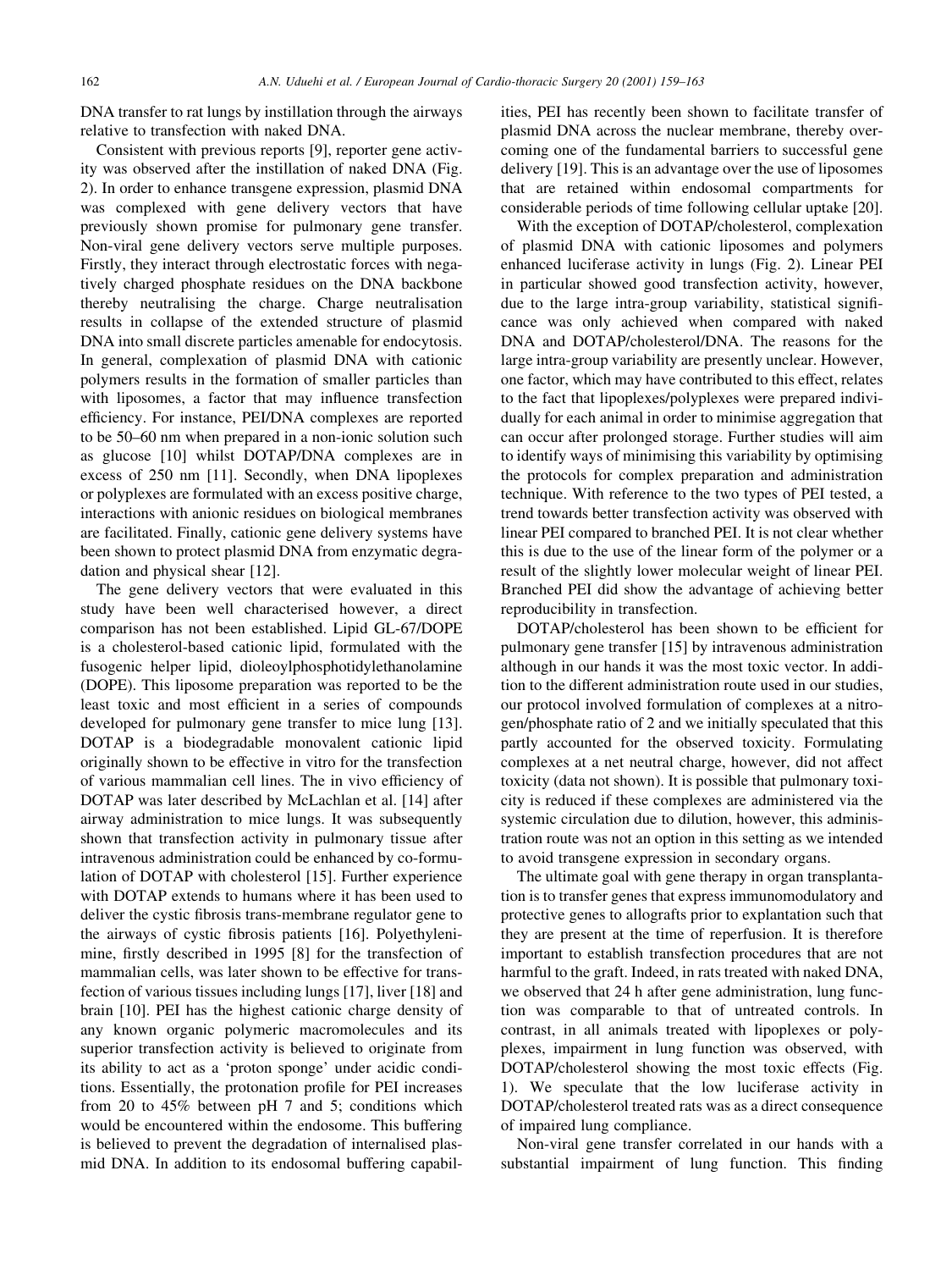DNA transfer to rat lungs by instillation through the airways relative to transfection with naked DNA.

Consistent with previous reports [9], reporter gene activity was observed after the instillation of naked DNA (Fig. 2). In order to enhance transgene expression, plasmid DNA was complexed with gene delivery vectors that have previously shown promise for pulmonary gene transfer. Non-viral gene delivery vectors serve multiple purposes. Firstly, they interact through electrostatic forces with negatively charged phosphate residues on the DNA backbone thereby neutralising the charge. Charge neutralisation results in collapse of the extended structure of plasmid DNA into small discrete particles amenable for endocytosis. In general, complexation of plasmid DNA with cationic polymers results in the formation of smaller particles than with liposomes, a factor that may influence transfection efficiency. For instance, PEI/DNA complexes are reported to be 50–60 nm when prepared in a non-ionic solution such as glucose [10] whilst DOTAP/DNA complexes are in excess of 250 nm [11]. Secondly, when DNA lipoplexes or polyplexes are formulated with an excess positive charge, interactions with anionic residues on biological membranes are facilitated. Finally, cationic gene delivery systems have been shown to protect plasmid DNA from enzymatic degradation and physical shear [12].

The gene delivery vectors that were evaluated in this study have been well characterised however, a direct comparison has not been established. Lipid GL-67/DOPE is a cholesterol-based cationic lipid, formulated with the fusogenic helper lipid, dioleoylphosphotidylethanolamine (DOPE). This liposome preparation was reported to be the least toxic and most efficient in a series of compounds developed for pulmonary gene transfer to mice lung [13]. DOTAP is a biodegradable monovalent cationic lipid originally shown to be effective in vitro for the transfection of various mammalian cell lines. The in vivo efficiency of DOTAP was later described by McLachlan et al. [14] after airway administration to mice lungs. It was subsequently shown that transfection activity in pulmonary tissue after intravenous administration could be enhanced by co-formulation of DOTAP with cholesterol [15]. Further experience with DOTAP extends to humans where it has been used to deliver the cystic fibrosis trans-membrane regulator gene to the airways of cystic fibrosis patients [16]. Polyethylenimine, firstly described in 1995 [8] for the transfection of mammalian cells, was later shown to be effective for transfection of various tissues including lungs [17], liver [18] and brain [10]. PEI has the highest cationic charge density of any known organic polymeric macromolecules and its superior transfection activity is believed to originate from its ability to act as a 'proton sponge' under acidic conditions. Essentially, the protonation profile for PEI increases from 20 to 45% between pH 7 and 5; conditions which would be encountered within the endosome. This buffering is believed to prevent the degradation of internalised plasmid DNA. In addition to its endosomal buffering capabilities, PEI has recently been shown to facilitate transfer of plasmid DNA across the nuclear membrane, thereby overcoming one of the fundamental barriers to successful gene delivery [19]. This is an advantage over the use of liposomes that are retained within endosomal compartments for considerable periods of time following cellular uptake [20].

With the exception of DOTAP/cholesterol, complexation of plasmid DNA with cationic liposomes and polymers enhanced luciferase activity in lungs (Fig. 2). Linear PEI in particular showed good transfection activity, however, due to the large intra-group variability, statistical significance was only achieved when compared with naked DNA and DOTAP/cholesterol/DNA. The reasons for the large intra-group variability are presently unclear. However, one factor, which may have contributed to this effect, relates to the fact that lipoplexes/polyplexes were prepared individually for each animal in order to minimise aggregation that can occur after prolonged storage. Further studies will aim to identify ways of minimising this variability by optimising the protocols for complex preparation and administration technique. With reference to the two types of PEI tested, a trend towards better transfection activity was observed with linear PEI compared to branched PEI. It is not clear whether this is due to the use of the linear form of the polymer or a result of the slightly lower molecular weight of linear PEI. Branched PEI did show the advantage of achieving better reproducibility in transfection.

DOTAP/cholesterol has been shown to be efficient for pulmonary gene transfer [15] by intravenous administration although in our hands it was the most toxic vector. In addition to the different administration route used in our studies, our protocol involved formulation of complexes at a nitrogen/phosphate ratio of 2 and we initially speculated that this partly accounted for the observed toxicity. Formulating complexes at a net neutral charge, however, did not affect toxicity (data not shown). It is possible that pulmonary toxicity is reduced if these complexes are administered via the systemic circulation due to dilution, however, this administration route was not an option in this setting as we intended to avoid transgene expression in secondary organs.

The ultimate goal with gene therapy in organ transplantation is to transfer genes that express immunomodulatory and protective genes to allografts prior to explantation such that they are present at the time of reperfusion. It is therefore important to establish transfection procedures that are not harmful to the graft. Indeed, in rats treated with naked DNA, we observed that 24 h after gene administration, lung function was comparable to that of untreated controls. In contrast, in all animals treated with lipoplexes or polyplexes, impairment in lung function was observed, with DOTAP/cholesterol showing the most toxic effects (Fig. 1). We speculate that the low luciferase activity in DOTAP/cholesterol treated rats was as a direct consequence of impaired lung compliance.

Non-viral gene transfer correlated in our hands with a substantial impairment of lung function. This finding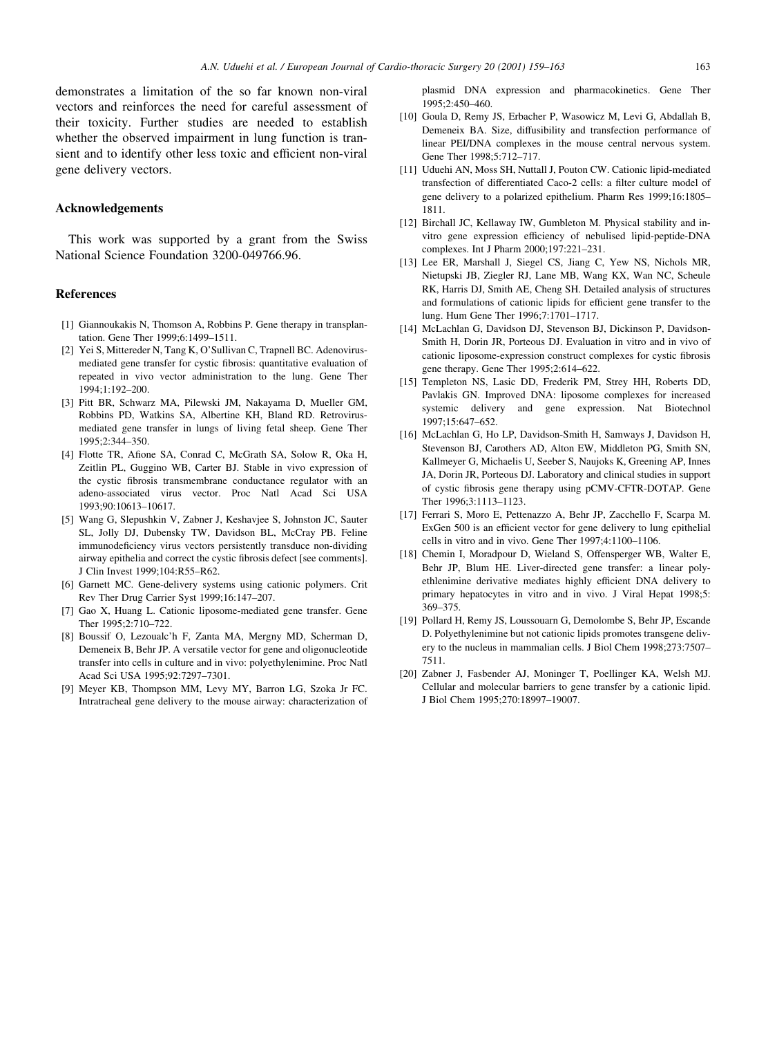demonstrates a limitation of the so far known non-viral vectors and reinforces the need for careful assessment of their toxicity. Further studies are needed to establish whether the observed impairment in lung function is transient and to identify other less toxic and efficient non-viral gene delivery vectors.

## Acknowledgements

This work was supported by a grant from the Swiss National Science Foundation 3200-049766.96.

## References

[1] Giannoukakis N, Thomson A, Robbins P. Gene therapy in transplantation. Gene Ther 1999;6:1499–1511.

[2] Yei S, Mittereder N, Tang K, O'Sullivan C, Trapnell BC. Adenovirus-mediated gene transfer for cystic fibrosis: quantitative evaluation of repeated in vivo vector administration to the lung. Gene Ther 1994;1:192–200.

[3] Pitt BR, Schwarz MA, Pilewski JM, Nakayama D, Mueller GM, Robbins PD, Watkins SA, Albertine KH, Bland RD. Retrovirus-mediated gene transfer in lungs of living fetal sheep. Gene Ther 1995;2:344–350.

[4] Flotte TR, Afione SA, Conrad C, McGrath SA, Solow R, Oka H, Zeitlin PL, Guggino WB, Carter BJ. Stable in vivo expression of the cystic fibrosis transmembrane conductance regulator with an adeno-associated virus vector. Proc Natl Acad Sci USA 1993;90:10613–10617.

[5] Wang G, Slepushkin V, Zabner J, Keshavjee S, Johnston JC, Sauter SL, Jolly DJ, Dubensky TW, Davidson BL, McCray PB. Feline immunodeficiency virus vectors persistently transduce non-dividing airway epithelia and correct the cystic fibrosis defect [see comments]. J Clin Invest 1999;104:R55–R62.

[6] Garnett MC. Gene-delivery systems using cationic polymers. Crit Rev Ther Drug Carrier Syst 1999;16:147–207.

[7] Gao X, Huang L. Cationic liposome-mediated gene transfer. Gene Ther 1995;2:710–722.

[8] Boussif O, Lezoualc'h F, Zanta MA, Mergny MD, Scherman D, Demeneix B, Behr JP. A versatile vector for gene and oligonucleotide transfer into cells in culture and in vivo: polyethylenimine. Proc Natl Acad Sci USA 1995;92:7297–7301.

[9] Meyer KB, Thompson MM, Levy MY, Barron LG, Szoka Jr FC. Intratracheal gene delivery to the mouse airway: characterization of plasmid DNA expression and pharmacokinetics. Gene Ther 1995;2:450–460.

[10] Goula D, Remy JS, Erbacher P, Wasowicz M, Levi G, Abdallah B, Demeneix BA. Size, diffusibility and transfection performance of linear PEI/DNA complexes in the mouse central nervous system. Gene Ther 1998;5:712–717.

[11] Uduehi AN, Moss SH, Nuttall J, Pouton CW. Cationic lipid-mediated transfection of differentiated Caco-2 cells: a filter culture model of gene delivery to a polarized epithelium. Pharm Res 1999;16:1805–1811.

[12] Birchall JC, Kellaway IW, Gumbleton M. Physical stability and in-vitro gene expression efficiency of nebulised lipid-peptide-DNA complexes. Int J Pharm 2000;197:221–231.

[13] Lee ER, Marshall J, Siegel CS, Jiang C, Yew NS, Nichols MR, Nietupski JB, Ziegler RJ, Lane MB, Wang KX, Wan NC, Scheule RK, Harris DJ, Smith AE, Cheng SH. Detailed analysis of structures and formulations of cationic lipids for efficient gene transfer to the lung. Hum Gene Ther 1996;7:1701–1717.

[14] McLachlan G, Davidson DJ, Stevenson BJ, Dickinson P, Davidson-Smith H, Dorin JR, Porteous DJ. Evaluation in vitro and in vivo of cationic liposome-expression construct complexes for cystic fibrosis gene therapy. Gene Ther 1995;2:614–622.

[15] Templeton NS, Lasic DD, Frederik PM, Strey HH, Roberts DD, Pavlakis GN. Improved DNA: liposome complexes for increased systemic delivery and gene expression. Nat Biotechnol 1997;15:647–652.

[16] McLachlan G, Ho LP, Davidson-Smith H, Samways J, Davidson H, Stevenson BJ, Carothers AD, Alton EW, Middleton PG, Smith SN, Kallmeyer G, Michaelis U, Seeber S, Naujoks K, Greening AP, Innes JA, Dorin JR, Porteous DJ. Laboratory and clinical studies in support of cystic fibrosis gene therapy using pCMV-CFTR-DOTAP. Gene Ther 1996;3:1113–1123.

[17] Ferrari S, Moro E, Pettenazzo A, Behr JP, Zacchello F, Scarpa M. ExGen 500 is an efficient vector for gene delivery to lung epithelial cells in vitro and in vivo. Gene Ther 1997;4:1100–1106.

[18] Chemin I, Moradpour D, Wieland S, Offensperger WB, Walter E, Behr JP, Blum HE. Liver-directed gene transfer: a linear polyethlenimine derivative mediates highly efficient DNA delivery to primary hepatocytes in vitro and in vivo. J Viral Hepat 1998;5:369–375.

[19] Pollard H, Remy JS, Loussouarn G, Demolombe S, Behr JP, Escande D. Polyethylenimine but not cationic lipids promotes transgene delivery to the nucleus in mammalian cells. J Biol Chem 1998;273:7507–7511.

[20] Zabner J, Fasbender AJ, Moninger T, Poellinger KA, Welsh MJ. Cellular and molecular barriers to gene transfer by a cationic lipid. J Biol Chem 1995;270:18997–19007.